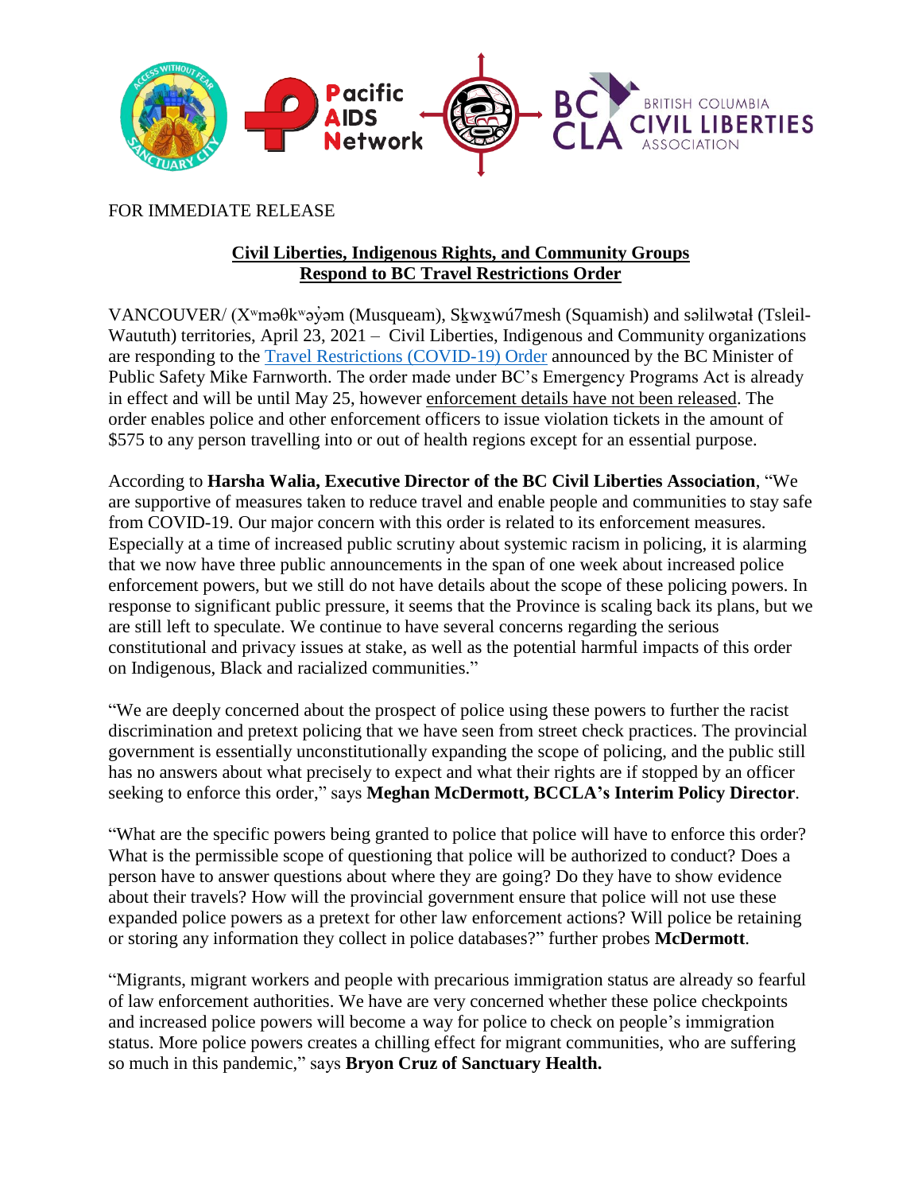FOR IMMEDIATE RELEASE

## **Civil Liberties, Indigenous Rights, and Community Groups Respond to BC Travel Restrictions Order**

VANCOUVER/ (Xʷməθkʷəy̓əm (Musqueam), Sḵwx̱wú7mesh (Squamish) and səlilwətaɬ (Tsleil-Waututh) territories, April 23, 2021 – Civil Liberties, Indigenous and Community organizations are responding to the [Travel Restrictions (COVID-19) Order] announced by the BC Minister of Public Safety Mike Farnworth. The order made under BC's Emergency Programs Act is already in effect and will be until May 25, however enforcement details have not been released. The order enables police and other enforcement officers to issue violation tickets in the amount of $575 to any person travelling into or out of health regions except for an essential purpose.

According to **Harsha Walia, Executive Director of the BC Civil Liberties Association**, "We are supportive of measures taken to reduce travel and enable people and communities to stay safe from COVID-19. Our major concern with this order is related to its enforcement measures. Especially at a time of increased public scrutiny about systemic racism in policing, it is alarming that we now have three public announcements in the span of one week about increased police enforcement powers, but we still do not have details about the scope of these policing powers. In response to significant public pressure, it seems that the Province is scaling back its plans, but we are still left to speculate. We continue to have several concerns regarding the serious constitutional and privacy issues at stake, as well as the potential harmful impacts of this order on Indigenous, Black and racialized communities."

"We are deeply concerned about the prospect of police using these powers to further the racist discrimination and pretext policing that we have seen from street check practices. The provincial government is essentially unconstitutionally expanding the scope of policing, and the public still has no answers about what precisely to expect and what their rights are if stopped by an officer seeking to enforce this order," says **Meghan McDermott, BCCLA's Interim Policy Director**.

"What are the specific powers being granted to police that police will have to enforce this order? What is the permissible scope of questioning that police will be authorized to conduct? Does a person have to answer questions about where they are going? Do they have to show evidence about their travels? How will the provincial government ensure that police will not use these expanded police powers as a pretext for other law enforcement actions? Will police be retaining or storing any information they collect in police databases?" further probes **McDermott**.

"Migrants, migrant workers and people with precarious immigration status are already so fearful of law enforcement authorities. We have are very concerned whether these police checkpoints and increased police powers will become a way for police to check on people's immigration status. More police powers creates a chilling effect for migrant communities, who are suffering so much in this pandemic," says **Bryon Cruz of Sanctuary Health.**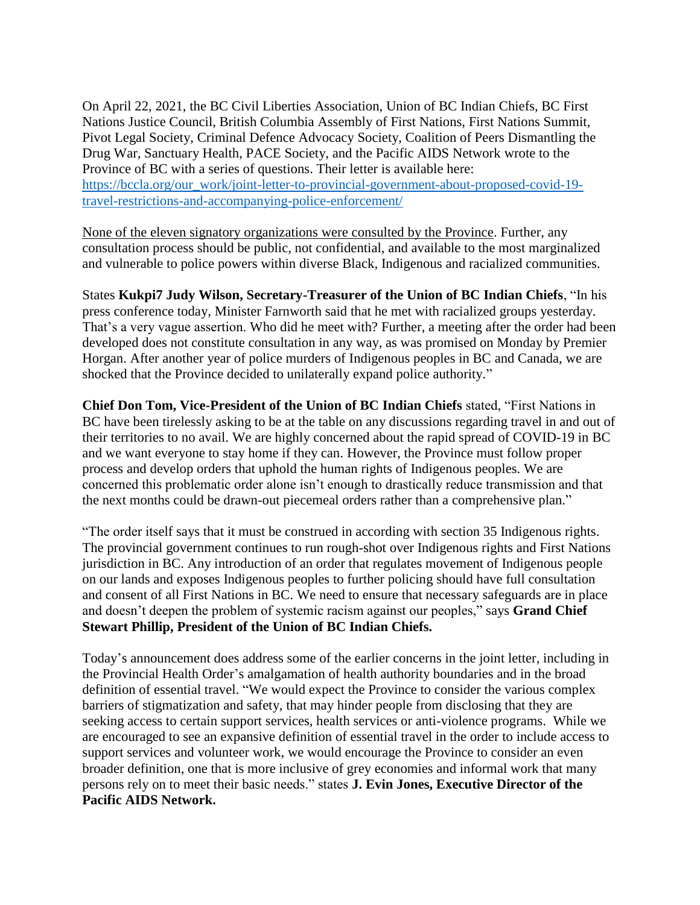On April 22, 2021, the BC Civil Liberties Association, Union of BC Indian Chiefs, BC First Nations Justice Council, British Columbia Assembly of First Nations, First Nations Summit, Pivot Legal Society, Criminal Defence Advocacy Society, Coalition of Peers Dismantling the Drug War, Sanctuary Health, PACE Society, and the Pacific AIDS Network wrote to the Province of BC with a series of questions. Their letter is available here: [https://bccla.org/our_work/joint-letter-to-provincial-government-about-proposed-covid-19-travel-restrictions-and-accompanying-police-enforcement/](https://bccla.org/our_work/joint-letter-to-provincial-government-about-proposed-covid-19-travel-restrictions-and-accompanying-police-enforcement/)

<u>None of the eleven signatory organizations were consulted by the Province</u>. Further, any consultation process should be public, not confidential, and available to the most marginalized and vulnerable to police powers within diverse Black, Indigenous and racialized communities.

States **Kukpi7 Judy Wilson, Secretary-Treasurer of the Union of BC Indian Chiefs**, "In his press conference today, Minister Farnworth said that he met with racialized groups yesterday. That's a very vague assertion. Who did he meet with? Further, a meeting after the order had been developed does not constitute consultation in any way, as was promised on Monday by Premier Horgan. After another year of police murders of Indigenous peoples in BC and Canada, we are shocked that the Province decided to unilaterally expand police authority."

**Chief Don Tom, Vice-President of the Union of BC Indian Chiefs** stated, "First Nations in BC have been tirelessly asking to be at the table on any discussions regarding travel in and out of their territories to no avail. We are highly concerned about the rapid spread of COVID-19 in BC and we want everyone to stay home if they can. However, the Province must follow proper process and develop orders that uphold the human rights of Indigenous peoples. We are concerned this problematic order alone isn't enough to drastically reduce transmission and that the next months could be drawn-out piecemeal orders rather than a comprehensive plan."

"The order itself says that it must be construed in according with section 35 Indigenous rights. The provincial government continues to run rough-shot over Indigenous rights and First Nations jurisdiction in BC. Any introduction of an order that regulates movement of Indigenous people on our lands and exposes Indigenous peoples to further policing should have full consultation and consent of all First Nations in BC. We need to ensure that necessary safeguards are in place and doesn't deepen the problem of systemic racism against our peoples," says **Grand Chief Stewart Phillip, President of the Union of BC Indian Chiefs.**

Today's announcement does address some of the earlier concerns in the joint letter, including in the Provincial Health Order's amalgamation of health authority boundaries and in the broad definition of essential travel. "We would expect the Province to consider the various complex barriers of stigmatization and safety, that may hinder people from disclosing that they are seeking access to certain support services, health services or anti-violence programs. While we are encouraged to see an expansive definition of essential travel in the order to include access to support services and volunteer work, we would encourage the Province to consider an even broader definition, one that is more inclusive of grey economies and informal work that many persons rely on to meet their basic needs." states **J. Evin Jones, Executive Director of the Pacific AIDS Network.**